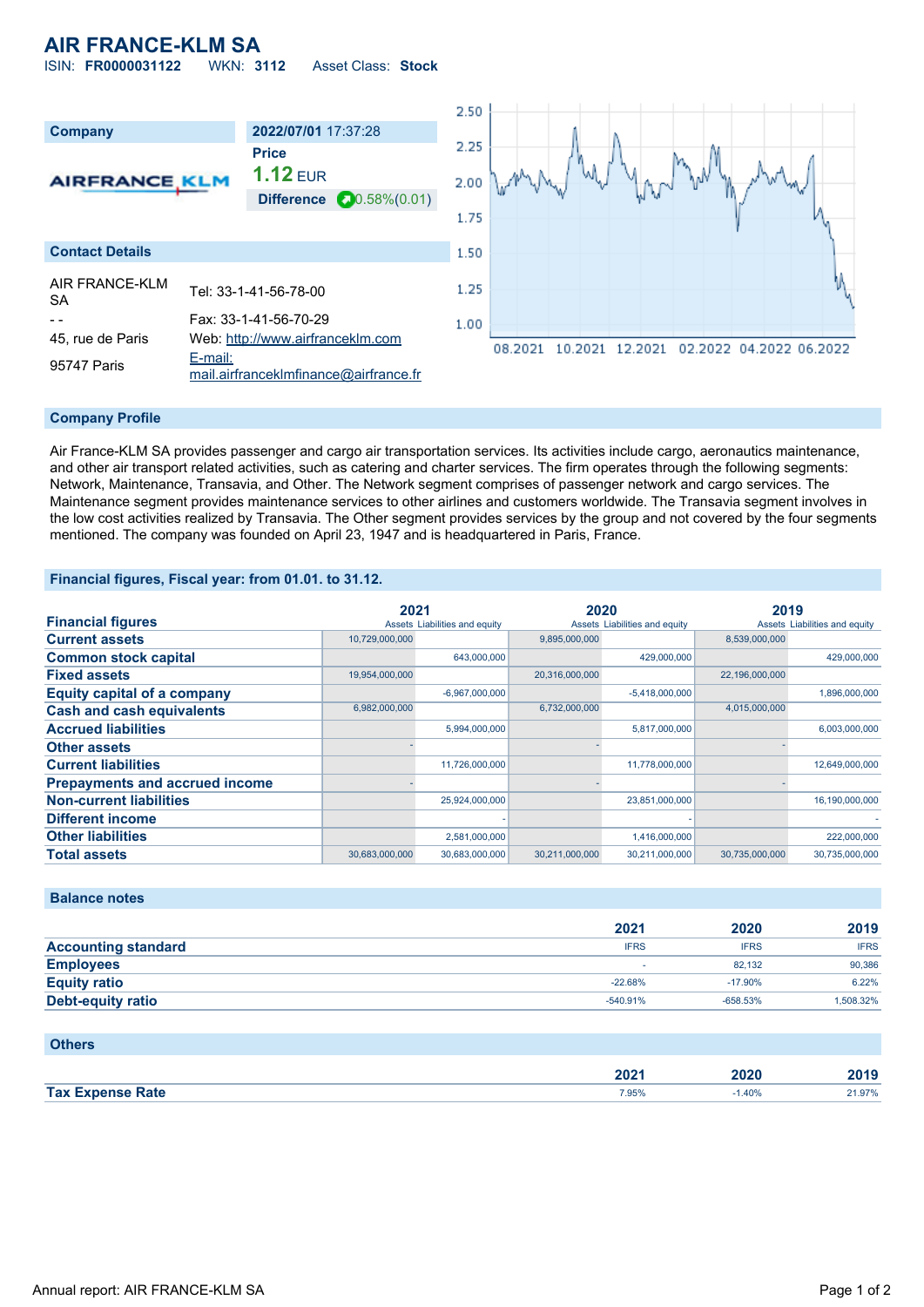# AIR FRANCE-KLM SA

ISIN: **FR0000031122** WKN: **3112** Asset Class: **Stock**

| Company | 2022/07/01 17:37:28 |
|---|---|
| AIRFRANCE KLM | **Price** |
| | **1.12** EUR |
| | **Difference** 0.58%(0.01) |

2.50
2.25
2.00
1.75
1.50
1.25
1.00
08.2021 10.2021 12.2021 02.2022 04.2022 06.2022

## Contact Details

| | |
|---|---|
| AIR FRANCE-KLM SA | Tel: 33-1-41-56-78-00 |
| - - | Fax: 33-1-41-56-70-29 |
| 45, rue de Paris | Web: http://www.airfranceklm.com |
| 95747 Paris | E-mail: mail.airfranceklmfinance@airfrance.fr |

## Company Profile

Air France-KLM SA provides passenger and cargo air transportation services. Its activities include cargo, aeronautics maintenance, and other air transport related activities, such as catering and charter services. The firm operates through the following segments: Network, Maintenance, Transavia, and Other. The Network segment comprises of passenger network and cargo services. The Maintenance segment provides maintenance services to other airlines and customers worldwide. The Transavia segment involves in the low cost activities realized by Transavia. The Other segment provides services by the group and not covered by the four segments mentioned. The company was founded on April 23, 1947 and is headquartered in Paris, France.

## Financial figures, Fiscal year: from 01.01. to 31.12.

| Financial figures | 2021 Assets | 2021 Liabilities and equity | 2020 Assets | 2020 Liabilities and equity | 2019 Assets | 2019 Liabilities and equity |
|---|---|---|---|---|---|---|
| **Current assets** | 10,729,000,000 | | 9,895,000,000 | | 8,539,000,000 | |
| **Common stock capital** | | 643,000,000 | | 429,000,000 | | 429,000,000 |
| **Fixed assets** | 19,954,000,000 | | 20,316,000,000 | | 22,196,000,000 | |
| **Equity capital of a company** | | -6,967,000,000 | | -5,418,000,000 | | 1,896,000,000 |
| **Cash and cash equivalents** | 6,982,000,000 | | 6,732,000,000 | | 4,015,000,000 | |
| **Accrued liabilities** | | 5,994,000,000 | | 5,817,000,000 | | 6,003,000,000 |
| **Other assets** | - | | - | | - | |
| **Current liabilities** | | 11,726,000,000 | | 11,778,000,000 | | 12,649,000,000 |
| **Prepayments and accrued income** | - | | - | | - | |
| **Non-current liabilities** | | 25,924,000,000 | | 23,851,000,000 | | 16,190,000,000 |
| **Different income** | | - | | - | | - |
| **Other liabilities** | | 2,581,000,000 | | 1,416,000,000 | | 222,000,000 |
| **Total assets** | 30,683,000,000 | 30,683,000,000 | 30,211,000,000 | 30,211,000,000 | 30,735,000,000 | 30,735,000,000 |

## Balance notes

| | 2021 | 2020 | 2019 |
|---|---|---|---|
| **Accounting standard** | IFRS | IFRS | IFRS |
| **Employees** | - | 82,132 | 90,386 |
| **Equity ratio** | -22.68% | -17.90% | 6.22% |
| **Debt-equity ratio** | -540.91% | -658.53% | 1,508.32% |

## Others

| | 2021 | 2020 | 2019 |
|---|---|---|---|
| **Tax Expense Rate** | 7.95% | -1.40% | 21.97% |

Annual report: AIR FRANCE-KLM SA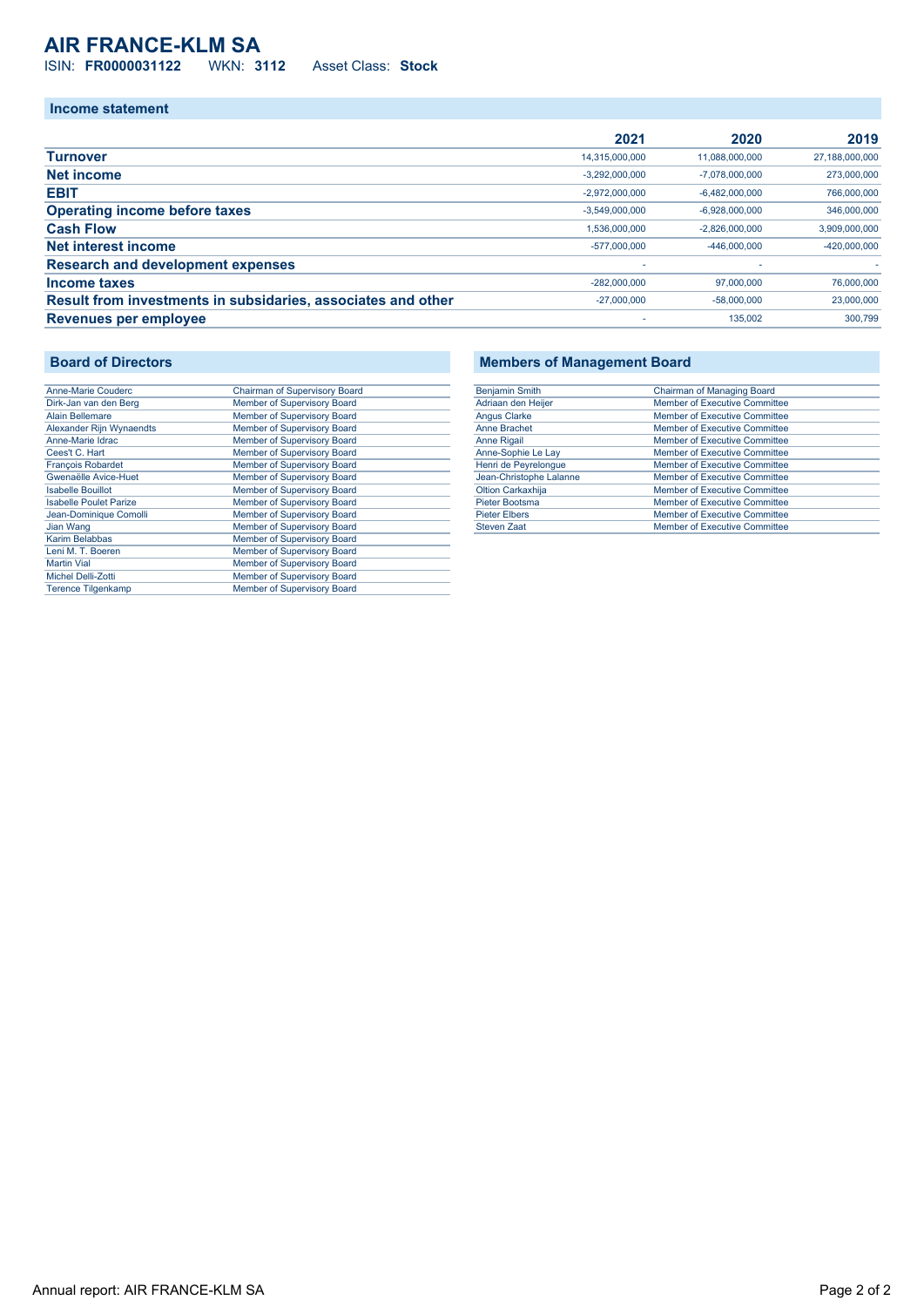# AIR FRANCE-KLM SA

ISIN: **FR0000031122** WKN: **3112** Asset Class: **Stock**

## Income statement

| | 2021 | 2020 | 2019 |
|---|---|---|---|
| **Turnover** | 14,315,000,000 | 11,088,000,000 | 27,188,000,000 |
| **Net income** | -3,292,000,000 | -7,078,000,000 | 273,000,000 |
| **EBIT** | -2,972,000,000 | -6,482,000,000 | 766,000,000 |
| **Operating income before taxes** | -3,549,000,000 | -6,928,000,000 | 346,000,000 |
| **Cash Flow** | 1,536,000,000 | -2,826,000,000 | 3,909,000,000 |
| **Net interest income** | -577,000,000 | -446,000,000 | -420,000,000 |
| **Research and development expenses** | - | - | - |
| **Income taxes** | -282,000,000 | 97,000,000 | 76,000,000 |
| **Result from investments in subsidaries, associates and other** | -27,000,000 | -58,000,000 | 23,000,000 |
| **Revenues per employee** | - | 135,002 | 300,799 |

## Board of Directors

| | |
|---|---|
| Anne-Marie Couderc | Chairman of Supervisory Board |
| Dirk-Jan van den Berg | Member of Supervisory Board |
| Alain Bellemare | Member of Supervisory Board |
| Alexander Rijn Wynaendts | Member of Supervisory Board |
| Anne-Marie Idrac | Member of Supervisory Board |
| Cees't C. Hart | Member of Supervisory Board |
| François Robardet | Member of Supervisory Board |
| Gwenaëlle Avice-Huet | Member of Supervisory Board |
| Isabelle Bouillot | Member of Supervisory Board |
| Isabelle Poulet Parize | Member of Supervisory Board |
| Jean-Dominique Comolli | Member of Supervisory Board |
| Jian Wang | Member of Supervisory Board |
| Karim Belabbas | Member of Supervisory Board |
| Leni M. T. Boeren | Member of Supervisory Board |
| Martin Vial | Member of Supervisory Board |
| Michel Delli-Zotti | Member of Supervisory Board |
| Terence Tilgenkamp | Member of Supervisory Board |

## Members of Management Board

| | |
|---|---|
| Benjamin Smith | Chairman of Managing Board |
| Adriaan den Heijer | Member of Executive Committee |
| Angus Clarke | Member of Executive Committee |
| Anne Brachet | Member of Executive Committee |
| Anne Rigail | Member of Executive Committee |
| Anne-Sophie Le Lay | Member of Executive Committee |
| Henri de Peyrelongue | Member of Executive Committee |
| Jean-Christophe Lalanne | Member of Executive Committee |
| Oltion Carkaxhija | Member of Executive Committee |
| Pieter Bootsma | Member of Executive Committee |
| Pieter Elbers | Member of Executive Committee |
| Steven Zaat | Member of Executive Committee |